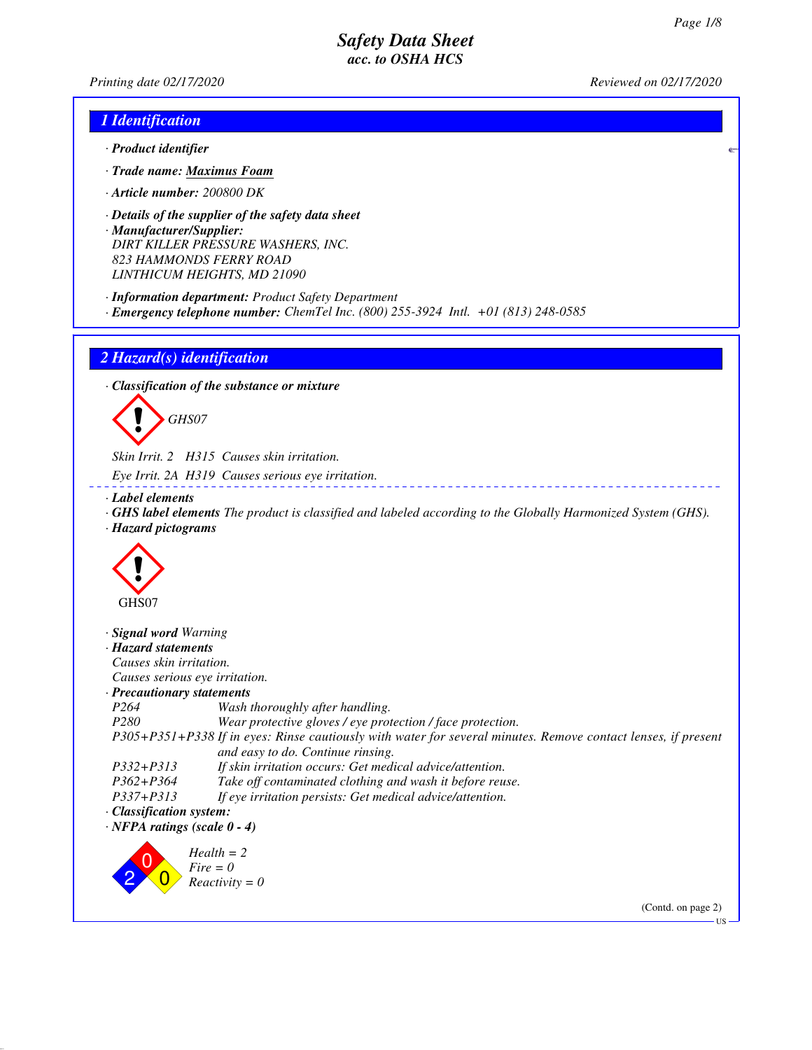# Safety Data Sheet
*acc. to OSHA HCS*

*Printing date 02/17/2020* *Reviewed on 02/17/2020*

## 1 Identification

· **Product identifier**

· **Trade name:** **Maximus Foam**

· **Article number:** 200800 DK

· **Details of the supplier of the safety data sheet**

· **Manufacturer/Supplier:**
DIRT KILLER PRESSURE WASHERS, INC.
823 HAMMONDS FERRY ROAD
LINTHICUM HEIGHTS, MD 21090

· **Information department:** Product Safety Department

· **Emergency telephone number:** ChemTel Inc. (800) 255-3924 Intl. +01 (813) 248-0585

## 2 Hazard(s) identification

· **Classification of the substance or mixture**

GHS07

Skin Irrit. 2 H315 Causes skin irritation.

Eye Irrit. 2A H319 Causes serious eye irritation.

· **Label elements**

· **GHS label elements** The product is classified and labeled according to the Globally Harmonized System (GHS).

· **Hazard pictograms**

GHS07

· **Signal word** Warning

· **Hazard statements**

Causes skin irritation.
Causes serious eye irritation.

· **Precautionary statements**

| | |
|---|---|
| P264 | Wash thoroughly after handling. |
| P280 | Wear protective gloves / eye protection / face protection. |
| P305+P351+P338 | If in eyes: Rinse cautiously with water for several minutes. Remove contact lenses, if present and easy to do. Continue rinsing. |
| P332+P313 | If skin irritation occurs: Get medical advice/attention. |
| P362+P364 | Take off contaminated clothing and wash it before reuse. |
| P337+P313 | If eye irritation persists: Get medical advice/attention. |

· **Classification system:**

· **NFPA ratings (scale 0 - 4)**

Health = 2
Fire = 0
Reactivity = 0

(Contd. on page 2)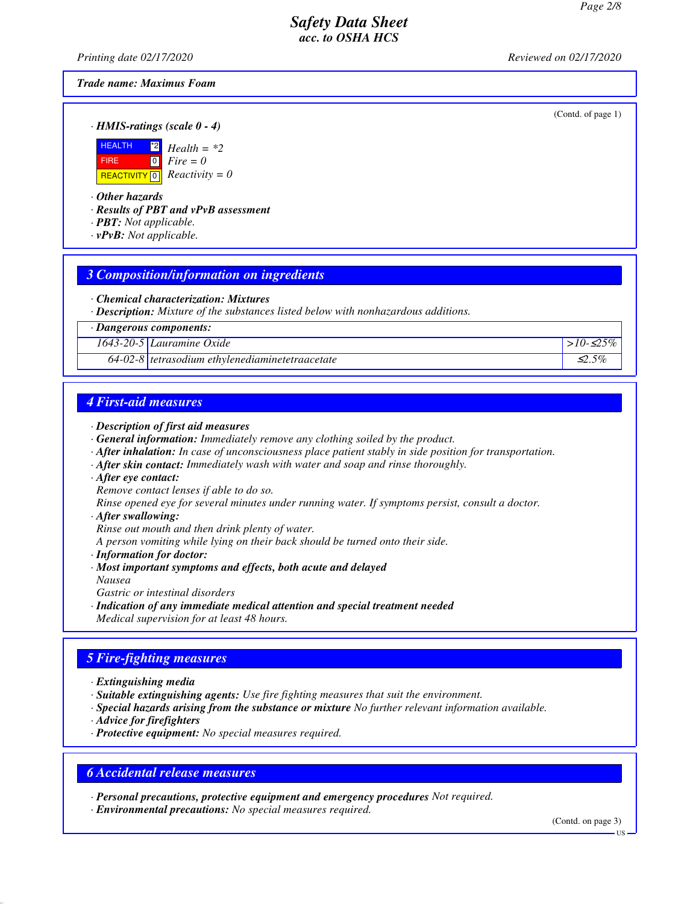**Trade name: Maximus Foam**

(Contd. of page 1)

· **HMIS-ratings (scale 0 - 4)**

| | | |
|---|---|---|
| HEALTH | *2 | Health = *2 |
| FIRE | 0 | Fire = 0 |
| REACTIVITY | 0 | Reactivity = 0 |

· **Other hazards**
· **Results of PBT and vPvB assessment**
· **PBT:** Not applicable.
· **vPvB:** Not applicable.

## 3 Composition/information on ingredients

· **Chemical characterization: Mixtures**
· **Description:** Mixture of the substances listed below with nonhazardous additions.

| · Dangerous components: | | |
|---|---|---|
| 1643-20-5 | Lauramine Oxide | >10-≤25% |
| 64-02-8 | tetrasodium ethylenediaminetetraacetate | ≤2.5% |

## 4 First-aid measures

· **Description of first aid measures**
· **General information:** Immediately remove any clothing soiled by the product.
· **After inhalation:** In case of unconsciousness place patient stably in side position for transportation.
· **After skin contact:** Immediately wash with water and soap and rinse thoroughly.
· **After eye contact:**
Remove contact lenses if able to do so.
Rinse opened eye for several minutes under running water. If symptoms persist, consult a doctor.
· **After swallowing:**
Rinse out mouth and then drink plenty of water.
A person vomiting while lying on their back should be turned onto their side.
· **Information for doctor:**
· **Most important symptoms and effects, both acute and delayed**
Nausea
Gastric or intestinal disorders
· **Indication of any immediate medical attention and special treatment needed**
Medical supervision for at least 48 hours.

## 5 Fire-fighting measures

· **Extinguishing media**
· **Suitable extinguishing agents:** Use fire fighting measures that suit the environment.
· **Special hazards arising from the substance or mixture** No further relevant information available.
· **Advice for firefighters**
· **Protective equipment:** No special measures required.

## 6 Accidental release measures

· **Personal precautions, protective equipment and emergency procedures** Not required.
· **Environmental precautions:** No special measures required.

(Contd. on page 3)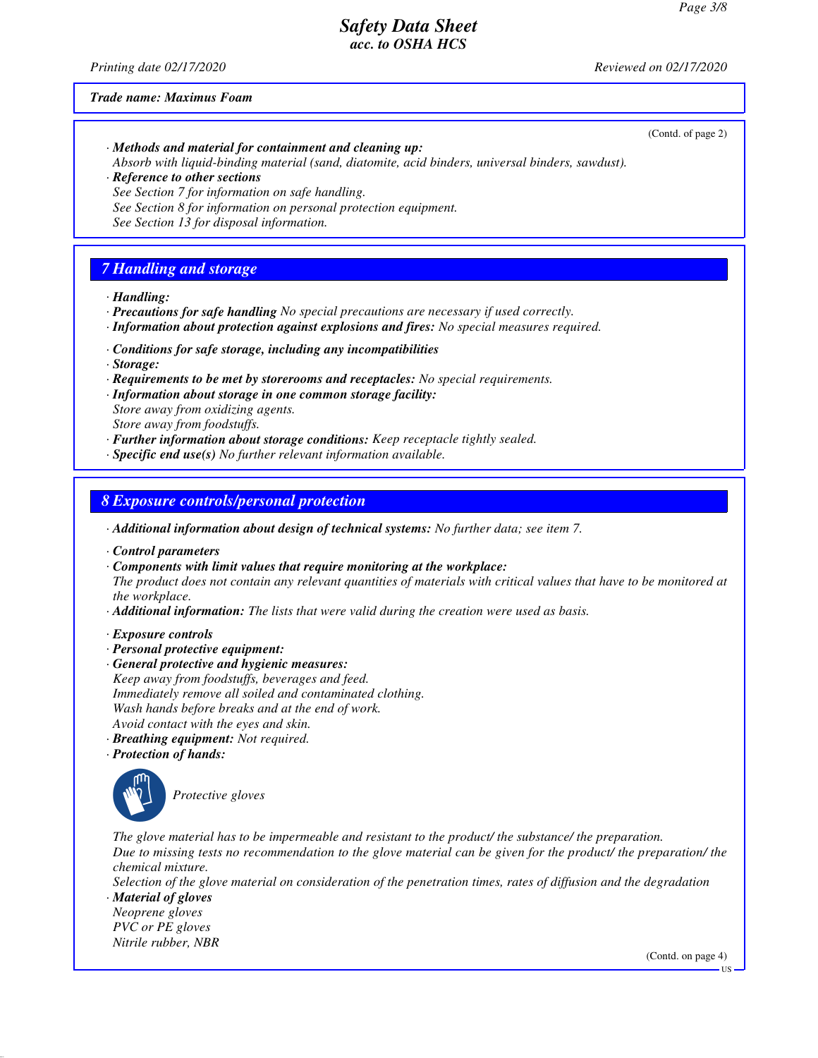**Trade name: Maximus Foam**

(Contd. of page 2)

· **Methods and material for containment and cleaning up:**
Absorb with liquid-binding material (sand, diatomite, acid binders, universal binders, sawdust).
· **Reference to other sections**
See Section 7 for information on safe handling.
See Section 8 for information on personal protection equipment.
See Section 13 for disposal information.

## 7 Handling and storage

· **Handling:**
· **Precautions for safe handling** No special precautions are necessary if used correctly.
· **Information about protection against explosions and fires:** No special measures required.

· **Conditions for safe storage, including any incompatibilities**
· **Storage:**
· **Requirements to be met by storerooms and receptacles:** No special requirements.
· **Information about storage in one common storage facility:**
Store away from oxidizing agents.
Store away from foodstuffs.
· **Further information about storage conditions:** Keep receptacle tightly sealed.
· **Specific end use(s)** No further relevant information available.

## 8 Exposure controls/personal protection

· **Additional information about design of technical systems:** No further data; see item 7.

· **Control parameters**
· **Components with limit values that require monitoring at the workplace:**
The product does not contain any relevant quantities of materials with critical values that have to be monitored at the workplace.
· **Additional information:** The lists that were valid during the creation were used as basis.

· **Exposure controls**
· **Personal protective equipment:**
· **General protective and hygienic measures:**
Keep away from foodstuffs, beverages and feed.
Immediately remove all soiled and contaminated clothing.
Wash hands before breaks and at the end of work.
Avoid contact with the eyes and skin.
· **Breathing equipment:** Not required.
· **Protection of hands:**

Protective gloves

The glove material has to be impermeable and resistant to the product/ the substance/ the preparation.
Due to missing tests no recommendation to the glove material can be given for the product/ the preparation/ the chemical mixture.
Selection of the glove material on consideration of the penetration times, rates of diffusion and the degradation
· **Material of gloves**
Neoprene gloves
PVC or PE gloves
Nitrile rubber, NBR

(Contd. on page 4)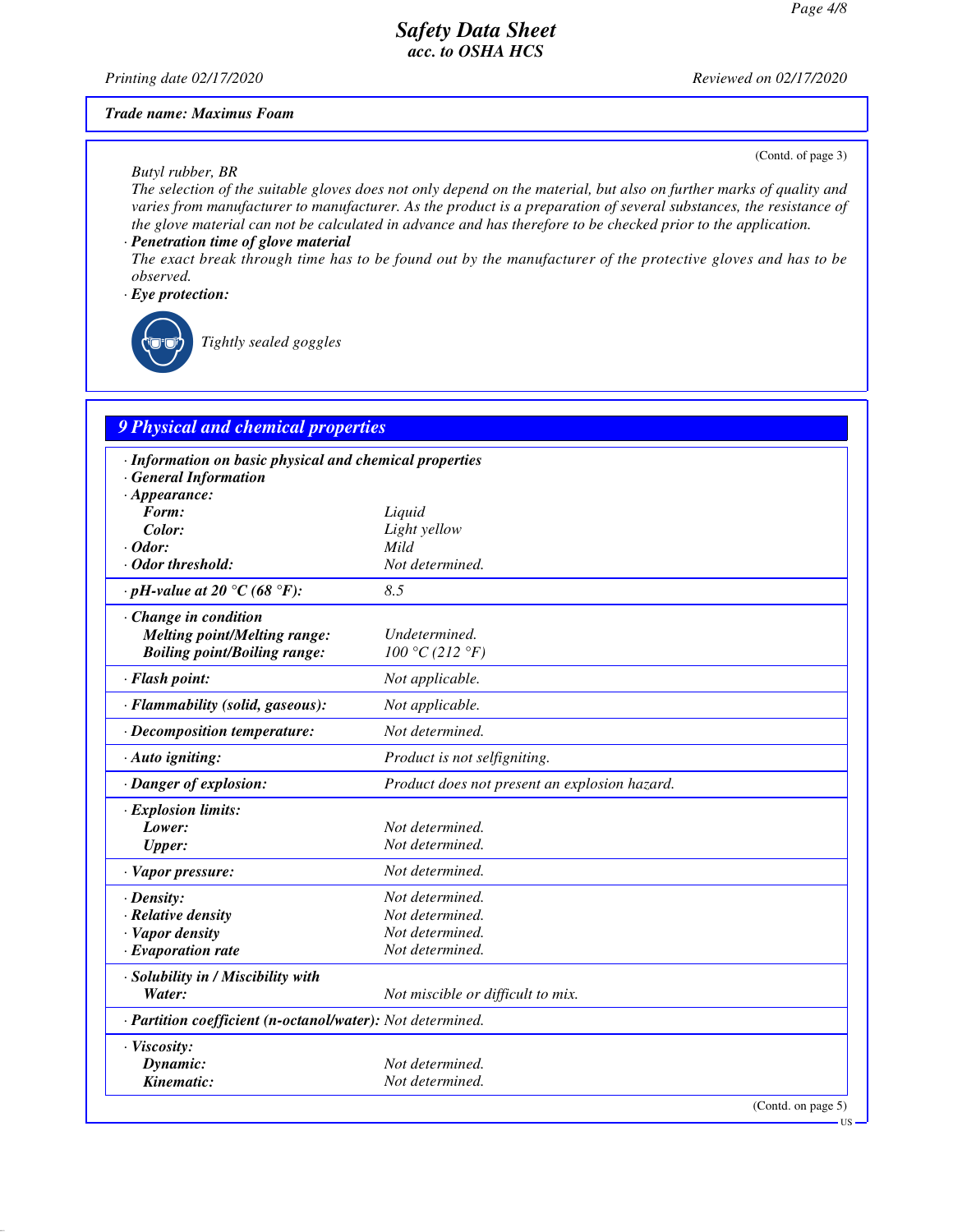## Safety Data Sheet
acc. to OSHA HCS

Printing date 02/17/2020 Reviewed on 02/17/2020

**Trade name: Maximus Foam**

(Contd. of page 3)

Butyl rubber, BR

The selection of the suitable gloves does not only depend on the material, but also on further marks of quality and varies from manufacturer to manufacturer. As the product is a preparation of several substances, the resistance of the glove material can not be calculated in advance and has therefore to be checked prior to the application.

· **Penetration time of glove material**

The exact break through time has to be found out by the manufacturer of the protective gloves and has to be observed.

· **Eye protection:**

Tightly sealed goggles

## 9 Physical and chemical properties

· **Information on basic physical and chemical properties**
· **General Information**
· **Appearance:**

| | |
|---|---|
| **Form:** | Liquid |
| **Color:** | Light yellow |
| · **Odor:** | Mild |
| · **Odor threshold:** | Not determined. |
| · **pH-value at 20 °C (68 °F):** | 8.5 |
| · **Change in condition** | |
| **Melting point/Melting range:** | Undetermined. |
| **Boiling point/Boiling range:** | 100 °C (212 °F) |
| · **Flash point:** | Not applicable. |
| · **Flammability (solid, gaseous):** | Not applicable. |
| · **Decomposition temperature:** | Not determined. |
| · **Auto igniting:** | Product is not selfigniting. |
| · **Danger of explosion:** | Product does not present an explosion hazard. |
| · **Explosion limits:** | |
| **Lower:** | Not determined. |
| **Upper:** | Not determined. |
| · **Vapor pressure:** | Not determined. |
| · **Density:** | Not determined. |
| · **Relative density** | Not determined. |
| · **Vapor density** | Not determined. |
| · **Evaporation rate** | Not determined. |
| · **Solubility in / Miscibility with** | |
| **Water:** | Not miscible or difficult to mix. |
| · **Partition coefficient (n-octanol/water):** | Not determined. |
| · **Viscosity:** | |
| **Dynamic:** | Not determined. |
| **Kinematic:** | Not determined. |

(Contd. on page 5)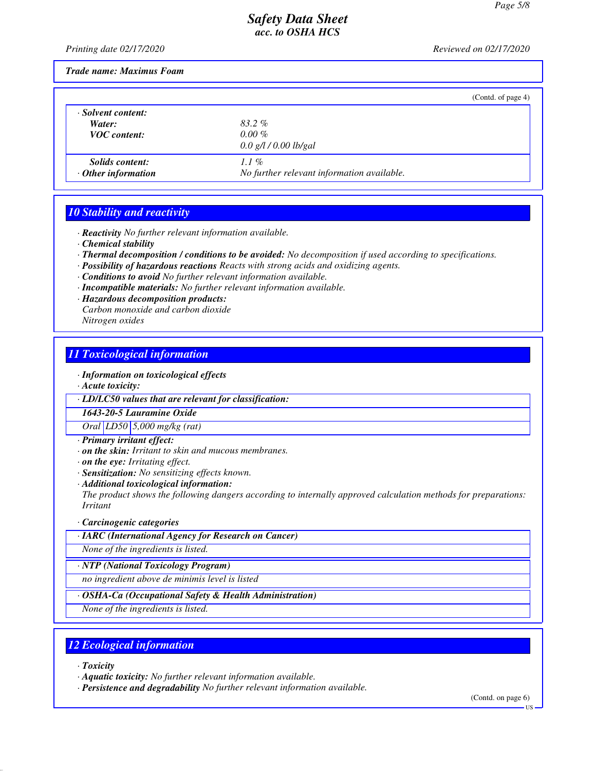Trade name: Maximus Foam

(Contd. of page 4)

| · Solvent content: | |
|---|---|
| Water: | 83.2 % |
| VOC content: | 0.00 % |
| | 0.0 g/l / 0.00 lb/gal |
| Solids content: | 1.1 % |
| · Other information | No further relevant information available. |

## 10 Stability and reactivity

· **Reactivity** No further relevant information available.
· **Chemical stability**
· **Thermal decomposition / conditions to be avoided:** No decomposition if used according to specifications.
· **Possibility of hazardous reactions** Reacts with strong acids and oxidizing agents.
· **Conditions to avoid** No further relevant information available.
· **Incompatible materials:** No further relevant information available.
· **Hazardous decomposition products:**
Carbon monoxide and carbon dioxide
Nitrogen oxides

## 11 Toxicological information

· **Information on toxicological effects**
· **Acute toxicity:**

| · LD/LC50 values that are relevant for classification: | | |
|---|---|---|
| **1643-20-5 Lauramine Oxide** | | |
| Oral | LD50 | 5,000 mg/kg (rat) |

· **Primary irritant effect:**
· **on the skin:** Irritant to skin and mucous membranes.
· **on the eye:** Irritating effect.
· **Sensitization:** No sensitizing effects known.
· **Additional toxicological information:**
The product shows the following dangers according to internally approved calculation methods for preparations:
Irritant

· **Carcinogenic categories**

| · IARC (International Agency for Research on Cancer) |
|---|
| None of the ingredients is listed. |

| · NTP (National Toxicology Program) |
|---|
| no ingredient above de minimis level is listed |

| · OSHA-Ca (Occupational Safety & Health Administration) |
|---|
| None of the ingredients is listed. |

## 12 Ecological information

· **Toxicity**
· **Aquatic toxicity:** No further relevant information available.
· **Persistence and degradability** No further relevant information available.

(Contd. on page 6)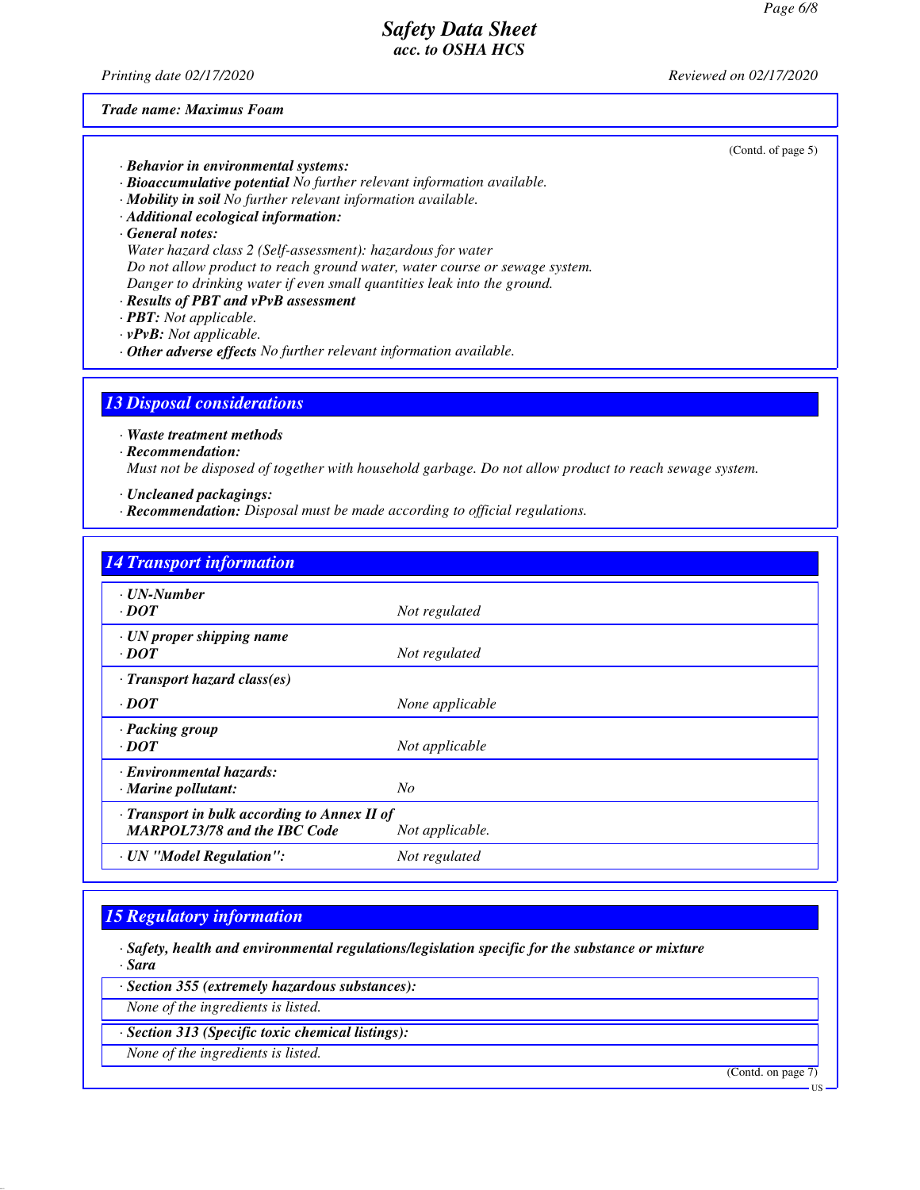Trade name: Maximus Foam

(Contd. of page 5)

· **Behavior in environmental systems:**
· **Bioaccumulative potential** No further relevant information available.
· **Mobility in soil** No further relevant information available.
· **Additional ecological information:**
· **General notes:**
Water hazard class 2 (Self-assessment): hazardous for water
Do not allow product to reach ground water, water course or sewage system.
Danger to drinking water if even small quantities leak into the ground.
· **Results of PBT and vPvB assessment**
· **PBT:** Not applicable.
· **vPvB:** Not applicable.
· **Other adverse effects** No further relevant information available.

## 13 Disposal considerations

· **Waste treatment methods**
· **Recommendation:**
Must not be disposed of together with household garbage. Do not allow product to reach sewage system.

· **Uncleaned packagings:**
· **Recommendation:** Disposal must be made according to official regulations.

## 14 Transport information

| | |
|---|---|
| · **UN-Number**<br>· **DOT** | Not regulated |
| · **UN proper shipping name**<br>· **DOT** | Not regulated |
| · **Transport hazard class(es)**<br>· **DOT** | None applicable |
| · **Packing group**<br>· **DOT** | Not applicable |
| · **Environmental hazards:**<br>· **Marine pollutant:** | No |
| · **Transport in bulk according to Annex II of MARPOL73/78 and the IBC Code** | Not applicable. |
| · **UN "Model Regulation":** | Not regulated |

## 15 Regulatory information

· **Safety, health and environmental regulations/legislation specific for the substance or mixture**
· **Sara**

· **Section 355 (extremely hazardous substances):**
None of the ingredients is listed.

· **Section 313 (Specific toxic chemical listings):**
None of the ingredients is listed.

(Contd. on page 7)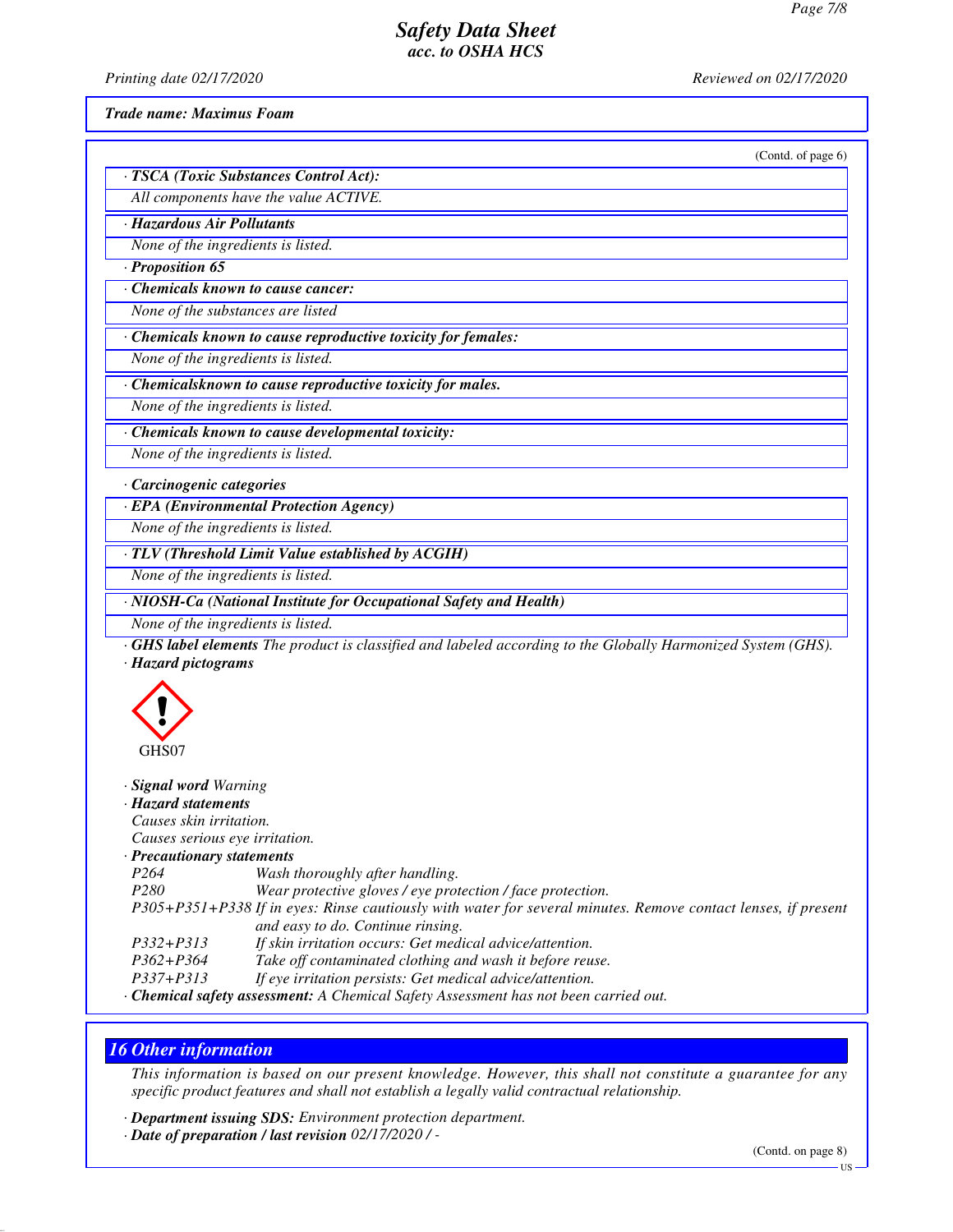**Trade name: Maximus Foam**

(Contd. of page 6)

· **TSCA (Toxic Substances Control Act):**

All components have the value ACTIVE.

· **Hazardous Air Pollutants**

None of the ingredients is listed.

· **Proposition 65**

· **Chemicals known to cause cancer:**

None of the substances are listed

· **Chemicals known to cause reproductive toxicity for females:**

None of the ingredients is listed.

· **Chemicalsknown to cause reproductive toxicity for males.**

None of the ingredients is listed.

· **Chemicals known to cause developmental toxicity:**

None of the ingredients is listed.

· **Carcinogenic categories**

· **EPA (Environmental Protection Agency)**

None of the ingredients is listed.

· **TLV (Threshold Limit Value established by ACGIH)**

None of the ingredients is listed.

· **NIOSH-Ca (National Institute for Occupational Safety and Health)**

None of the ingredients is listed.

· **GHS label elements** The product is classified and labeled according to the Globally Harmonized System (GHS).

· **Hazard pictograms**

GHS07

· **Signal word** Warning

· **Hazard statements**

Causes skin irritation.
Causes serious eye irritation.

· **Precautionary statements**

| | |
|---|---|
| P264 | Wash thoroughly after handling. |
| P280 | Wear protective gloves / eye protection / face protection. |
| P305+P351+P338 | If in eyes: Rinse cautiously with water for several minutes. Remove contact lenses, if present and easy to do. Continue rinsing. |
| P332+P313 | If skin irritation occurs: Get medical advice/attention. |
| P362+P364 | Take off contaminated clothing and wash it before reuse. |
| P337+P313 | If eye irritation persists: Get medical advice/attention. |

· **Chemical safety assessment:** A Chemical Safety Assessment has not been carried out.

## 16 Other information

This information is based on our present knowledge. However, this shall not constitute a guarantee for any specific product features and shall not establish a legally valid contractual relationship.

· **Department issuing SDS:** Environment protection department.

· **Date of preparation / last revision** 02/17/2020 / -

(Contd. on page 8)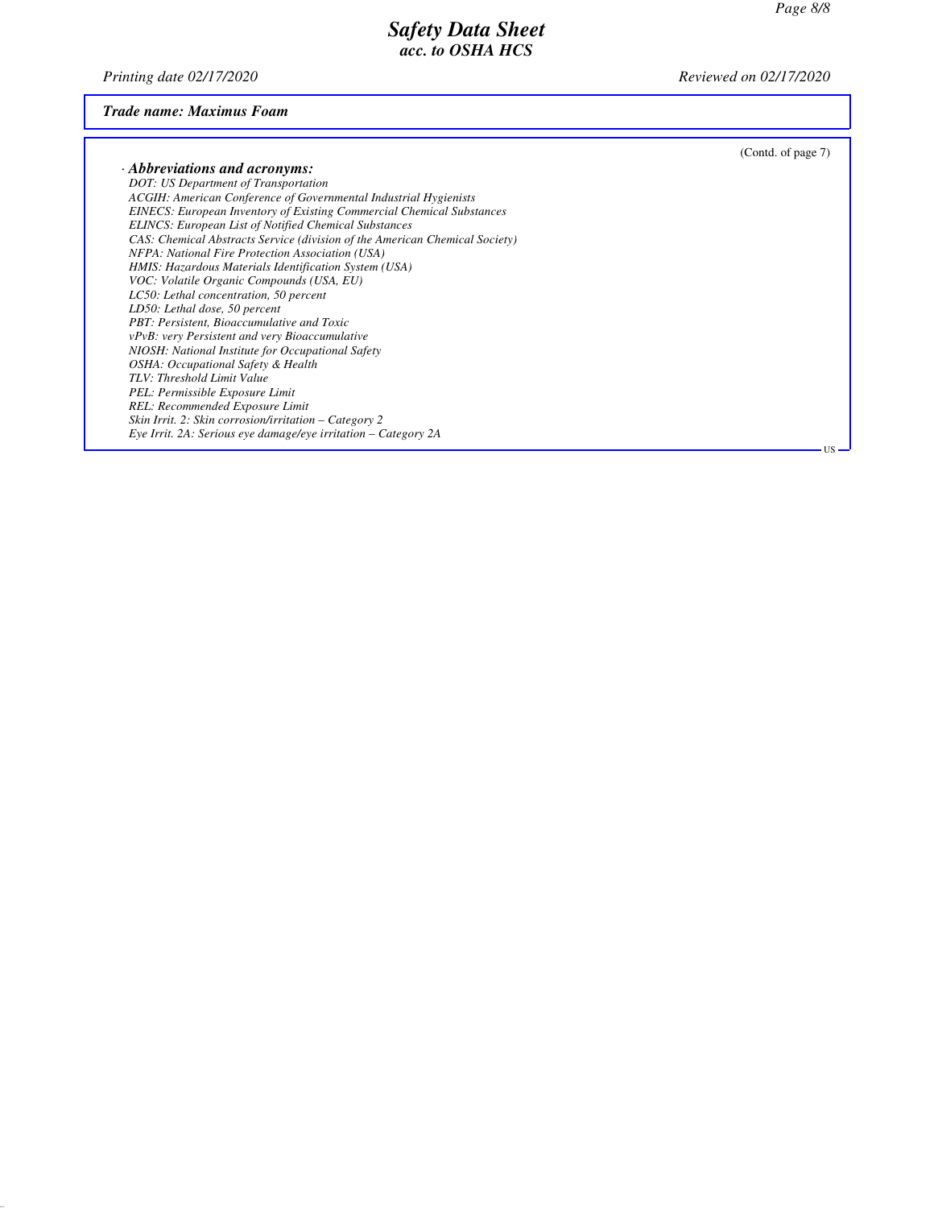*Trade name: Maximus Foam*

(Contd. of page 7)

### · Abbreviations and acronyms:

DOT: US Department of Transportation
ACGIH: American Conference of Governmental Industrial Hygienists
EINECS: European Inventory of Existing Commercial Chemical Substances
ELINCS: European List of Notified Chemical Substances
CAS: Chemical Abstracts Service (division of the American Chemical Society)
NFPA: National Fire Protection Association (USA)
HMIS: Hazardous Materials Identification System (USA)
VOC: Volatile Organic Compounds (USA, EU)
LC50: Lethal concentration, 50 percent
LD50: Lethal dose, 50 percent
PBT: Persistent, Bioaccumulative and Toxic
vPvB: very Persistent and very Bioaccumulative
NIOSH: National Institute for Occupational Safety
OSHA: Occupational Safety & Health
TLV: Threshold Limit Value
PEL: Permissible Exposure Limit
REL: Recommended Exposure Limit
Skin Irrit. 2: Skin corrosion/irritation – Category 2
Eye Irrit. 2A: Serious eye damage/eye irritation – Category 2A

US